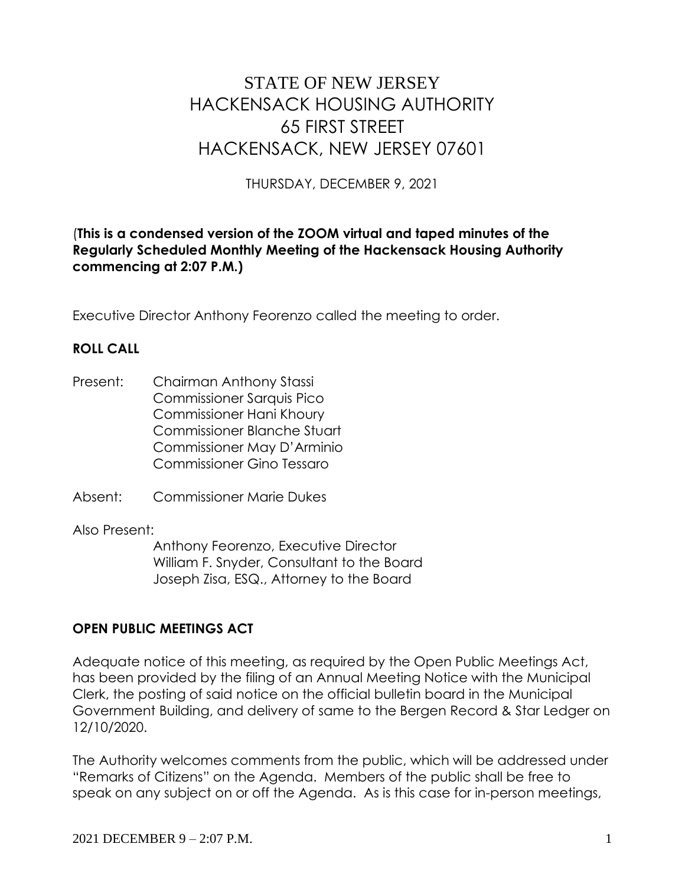# STATE OF NEW JERSEY
# HACKENSACK HOUSING AUTHORITY
# 65 FIRST STREET
# HACKENSACK, NEW JERSEY 07601

THURSDAY, DECEMBER 9, 2021

(**This is a condensed version of the ZOOM virtual and taped minutes of the Regularly Scheduled Monthly Meeting of the Hackensack Housing Authority commencing at 2:07 P.M.)**

Executive Director Anthony Feorenzo called the meeting to order.

**ROLL CALL**

Present: Chairman Anthony Stassi
Commissioner Sarquis Pico
Commissioner Hani Khoury
Commissioner Blanche Stuart
Commissioner May D'Arminio
Commissioner Gino Tessaro

Absent: Commissioner Marie Dukes

Also Present:
Anthony Feorenzo, Executive Director
William F. Snyder, Consultant to the Board
Joseph Zisa, ESQ., Attorney to the Board

**OPEN PUBLIC MEETINGS ACT**

Adequate notice of this meeting, as required by the Open Public Meetings Act, has been provided by the filing of an Annual Meeting Notice with the Municipal Clerk, the posting of said notice on the official bulletin board in the Municipal Government Building, and delivery of same to the Bergen Record & Star Ledger on 12/10/2020.

The Authority welcomes comments from the public, which will be addressed under "Remarks of Citizens" on the Agenda. Members of the public shall be free to speak on any subject on or off the Agenda. As is this case for in-person meetings,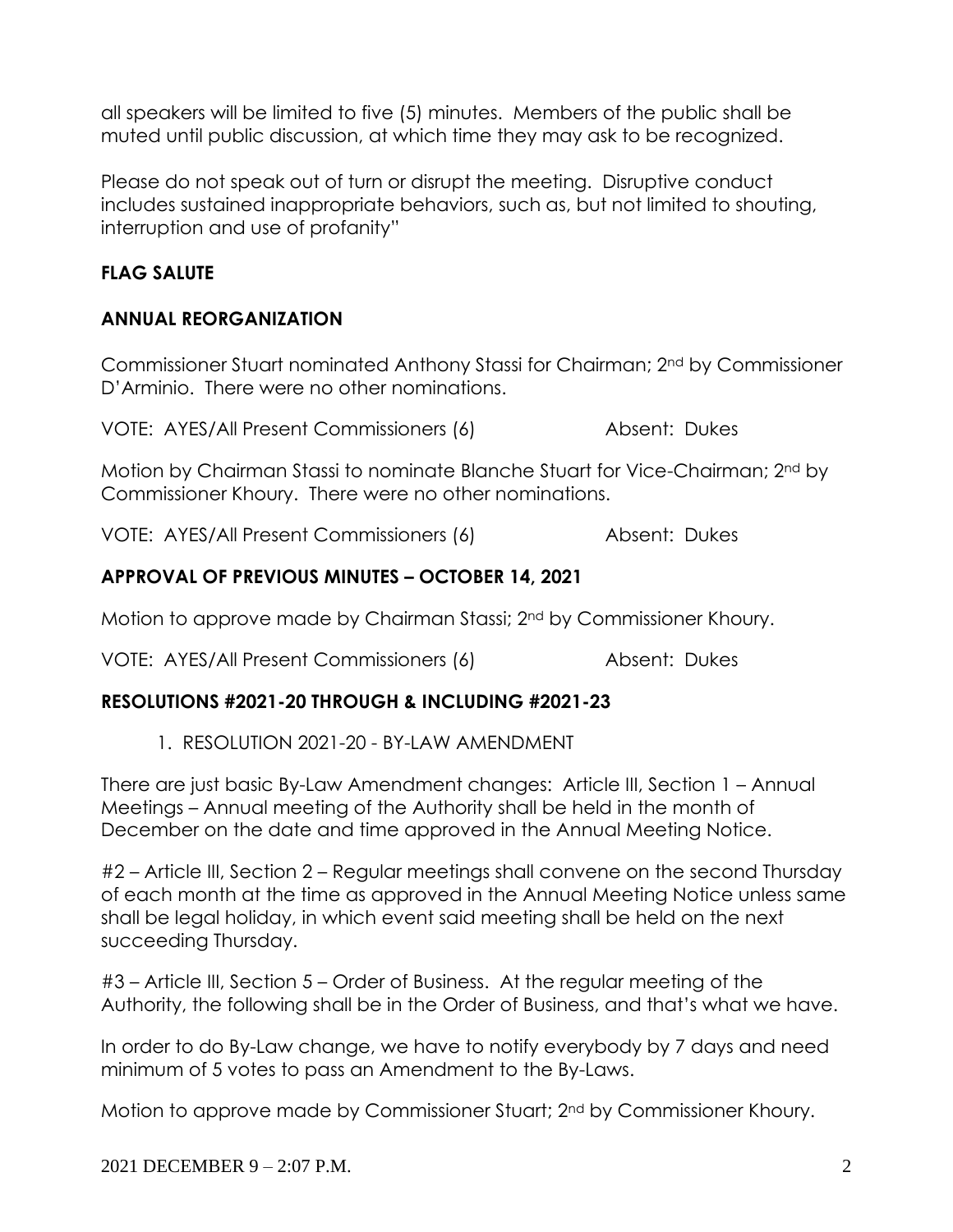all speakers will be limited to five (5) minutes. Members of the public shall be muted until public discussion, at which time they may ask to be recognized.

Please do not speak out of turn or disrupt the meeting. Disruptive conduct includes sustained inappropriate behaviors, such as, but not limited to shouting, interruption and use of profanity"

**FLAG SALUTE**

**ANNUAL REORGANIZATION**

Commissioner Stuart nominated Anthony Stassi for Chairman; 2nd by Commissioner D'Arminio. There were no other nominations.

VOTE: AYES/All Present Commissioners (6) Absent: Dukes

Motion by Chairman Stassi to nominate Blanche Stuart for Vice-Chairman; 2nd by Commissioner Khoury. There were no other nominations.

VOTE: AYES/All Present Commissioners (6) Absent: Dukes

**APPROVAL OF PREVIOUS MINUTES – OCTOBER 14, 2021**

Motion to approve made by Chairman Stassi; 2nd by Commissioner Khoury.

VOTE: AYES/All Present Commissioners (6) Absent: Dukes

**RESOLUTIONS #2021-20 THROUGH & INCLUDING #2021-23**

1. RESOLUTION 2021-20 - BY-LAW AMENDMENT

There are just basic By-Law Amendment changes: Article III, Section 1 – Annual Meetings – Annual meeting of the Authority shall be held in the month of December on the date and time approved in the Annual Meeting Notice.

#2 – Article III, Section 2 – Regular meetings shall convene on the second Thursday of each month at the time as approved in the Annual Meeting Notice unless same shall be legal holiday, in which event said meeting shall be held on the next succeeding Thursday.

#3 – Article III, Section 5 – Order of Business. At the regular meeting of the Authority, the following shall be in the Order of Business, and that's what we have.

In order to do By-Law change, we have to notify everybody by 7 days and need minimum of 5 votes to pass an Amendment to the By-Laws.

Motion to approve made by Commissioner Stuart; 2nd by Commissioner Khoury.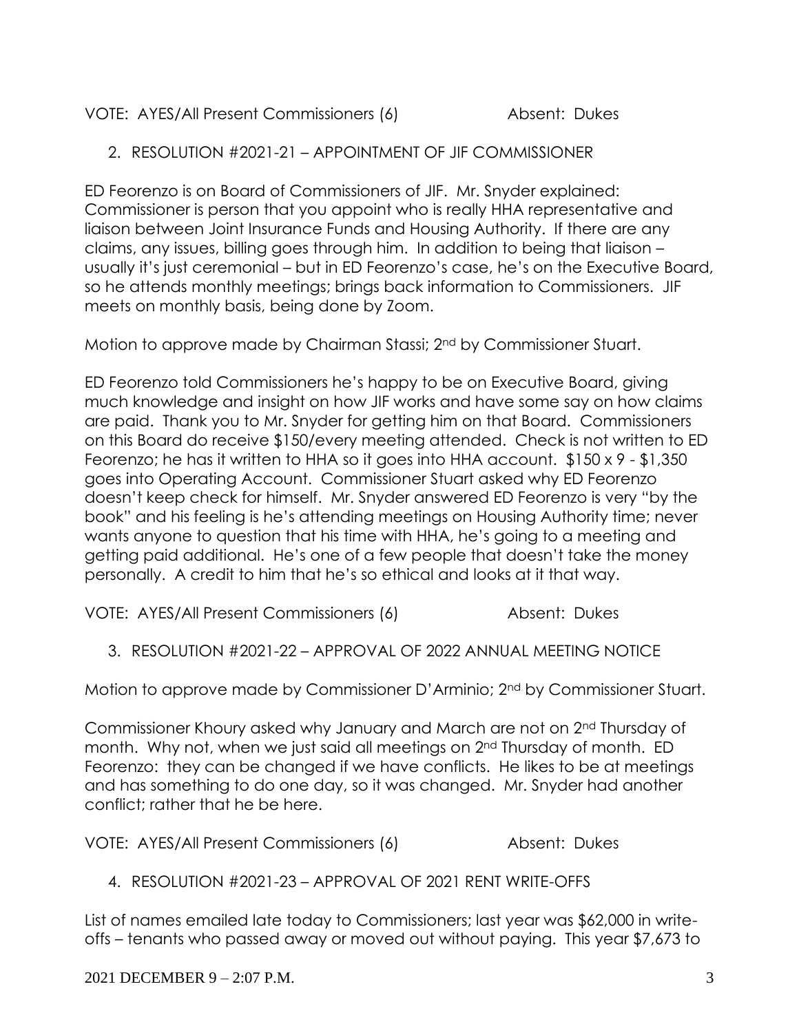VOTE: AYES/All Present Commissioners (6) Absent: Dukes

2. RESOLUTION #2021-21 – APPOINTMENT OF JIF COMMISSIONER

ED Feorenzo is on Board of Commissioners of JIF. Mr. Snyder explained: Commissioner is person that you appoint who is really HHA representative and liaison between Joint Insurance Funds and Housing Authority. If there are any claims, any issues, billing goes through him. In addition to being that liaison – usually it's just ceremonial – but in ED Feorenzo's case, he's on the Executive Board, so he attends monthly meetings; brings back information to Commissioners. JIF meets on monthly basis, being done by Zoom.

Motion to approve made by Chairman Stassi; 2nd by Commissioner Stuart.

ED Feorenzo told Commissioners he's happy to be on Executive Board, giving much knowledge and insight on how JIF works and have some say on how claims are paid. Thank you to Mr. Snyder for getting him on that Board. Commissioners on this Board do receive $150/every meeting attended. Check is not written to ED Feorenzo; he has it written to HHA so it goes into HHA account. $150 x 9 - $1,350 goes into Operating Account. Commissioner Stuart asked why ED Feorenzo doesn't keep check for himself. Mr. Snyder answered ED Feorenzo is very "by the book" and his feeling is he's attending meetings on Housing Authority time; never wants anyone to question that his time with HHA, he's going to a meeting and getting paid additional. He's one of a few people that doesn't take the money personally. A credit to him that he's so ethical and looks at it that way.

VOTE: AYES/All Present Commissioners (6) Absent: Dukes

3. RESOLUTION #2021-22 – APPROVAL OF 2022 ANNUAL MEETING NOTICE

Motion to approve made by Commissioner D'Arminio; 2nd by Commissioner Stuart.

Commissioner Khoury asked why January and March are not on 2nd Thursday of month. Why not, when we just said all meetings on 2nd Thursday of month. ED Feorenzo: they can be changed if we have conflicts. He likes to be at meetings and has something to do one day, so it was changed. Mr. Snyder had another conflict; rather that he be here.

VOTE: AYES/All Present Commissioners (6) Absent: Dukes

4. RESOLUTION #2021-23 – APPROVAL OF 2021 RENT WRITE-OFFS

List of names emailed late today to Commissioners; last year was $62,000 in write-offs – tenants who passed away or moved out without paying. This year $7,673 to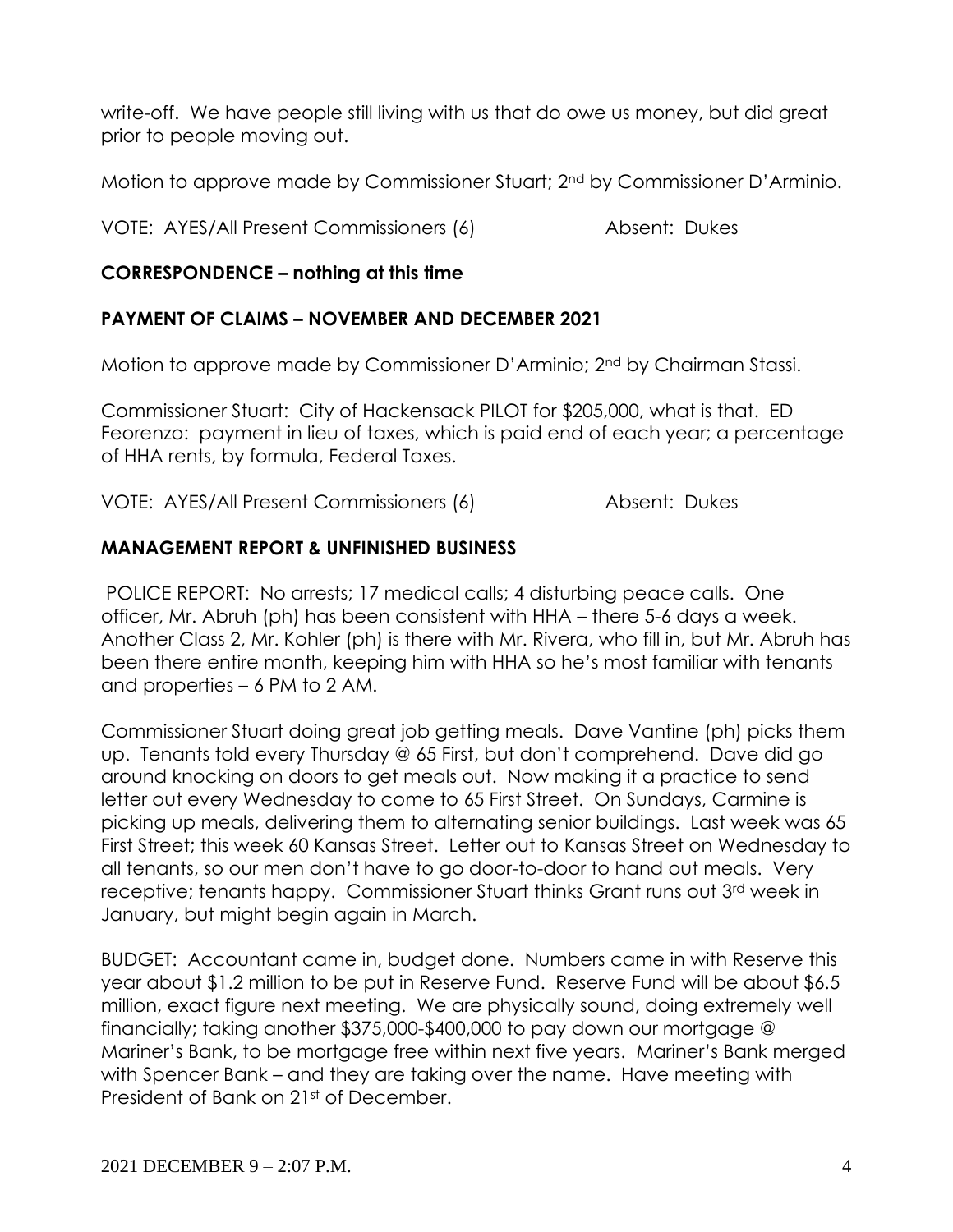write-off. We have people still living with us that do owe us money, but did great prior to people moving out.

Motion to approve made by Commissioner Stuart; 2nd by Commissioner D'Arminio.

VOTE: AYES/All Present Commissioners (6) Absent: Dukes

**CORRESPONDENCE – nothing at this time**

**PAYMENT OF CLAIMS – NOVEMBER AND DECEMBER 2021**

Motion to approve made by Commissioner D'Arminio; 2nd by Chairman Stassi.

Commissioner Stuart: City of Hackensack PILOT for $205,000, what is that. ED Feorenzo: payment in lieu of taxes, which is paid end of each year; a percentage of HHA rents, by formula, Federal Taxes.

VOTE: AYES/All Present Commissioners (6) Absent: Dukes

**MANAGEMENT REPORT & UNFINISHED BUSINESS**

POLICE REPORT: No arrests; 17 medical calls; 4 disturbing peace calls. One officer, Mr. Abruh (ph) has been consistent with HHA – there 5-6 days a week. Another Class 2, Mr. Kohler (ph) is there with Mr. Rivera, who fill in, but Mr. Abruh has been there entire month, keeping him with HHA so he's most familiar with tenants and properties – 6 PM to 2 AM.

Commissioner Stuart doing great job getting meals. Dave Vantine (ph) picks them up. Tenants told every Thursday @ 65 First, but don't comprehend. Dave did go around knocking on doors to get meals out. Now making it a practice to send letter out every Wednesday to come to 65 First Street. On Sundays, Carmine is picking up meals, delivering them to alternating senior buildings. Last week was 65 First Street; this week 60 Kansas Street. Letter out to Kansas Street on Wednesday to all tenants, so our men don't have to go door-to-door to hand out meals. Very receptive; tenants happy. Commissioner Stuart thinks Grant runs out 3rd week in January, but might begin again in March.

BUDGET: Accountant came in, budget done. Numbers came in with Reserve this year about $1.2 million to be put in Reserve Fund. Reserve Fund will be about $6.5 million, exact figure next meeting. We are physically sound, doing extremely well financially; taking another $375,000-$400,000 to pay down our mortgage @ Mariner's Bank, to be mortgage free within next five years. Mariner's Bank merged with Spencer Bank – and they are taking over the name. Have meeting with President of Bank on 21st of December.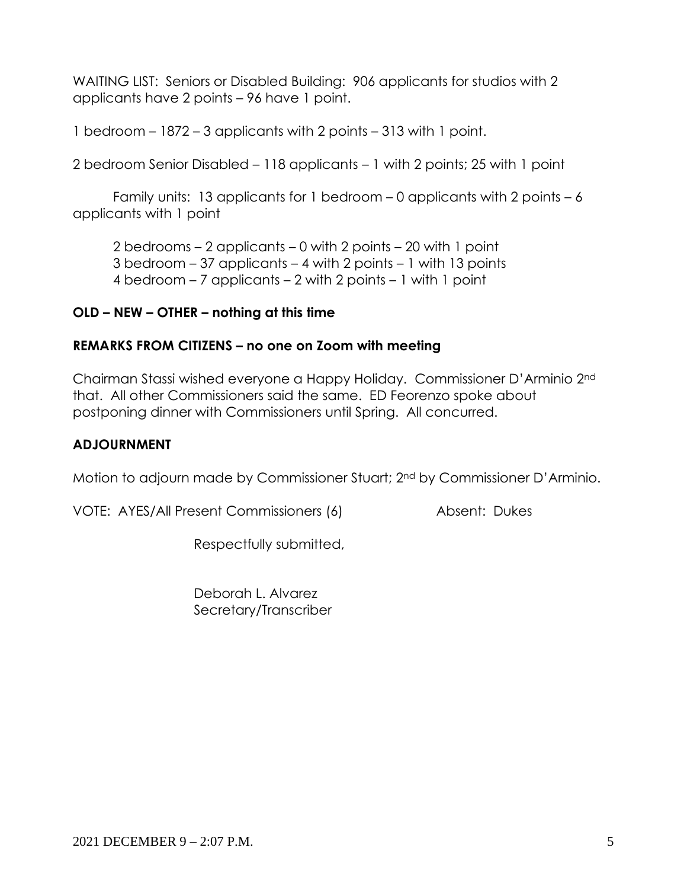WAITING LIST: Seniors or Disabled Building: 906 applicants for studios with 2 applicants have 2 points – 96 have 1 point.

1 bedroom – 1872 – 3 applicants with 2 points – 313 with 1 point.

2 bedroom Senior Disabled – 118 applicants – 1 with 2 points; 25 with 1 point

Family units: 13 applicants for 1 bedroom – 0 applicants with 2 points – 6 applicants with 1 point

2 bedrooms – 2 applicants – 0 with 2 points – 20 with 1 point
3 bedroom – 37 applicants – 4 with 2 points – 1 with 13 points
4 bedroom – 7 applicants – 2 with 2 points – 1 with 1 point

**OLD – NEW – OTHER – nothing at this time**

**REMARKS FROM CITIZENS – no one on Zoom with meeting**

Chairman Stassi wished everyone a Happy Holiday. Commissioner D'Arminio 2nd that. All other Commissioners said the same. ED Feorenzo spoke about postponing dinner with Commissioners until Spring. All concurred.

**ADJOURNMENT**

Motion to adjourn made by Commissioner Stuart; 2nd by Commissioner D'Arminio.

VOTE: AYES/All Present Commissioners (6) Absent: Dukes

Respectfully submitted,

Deborah L. Alvarez
Secretary/Transcriber